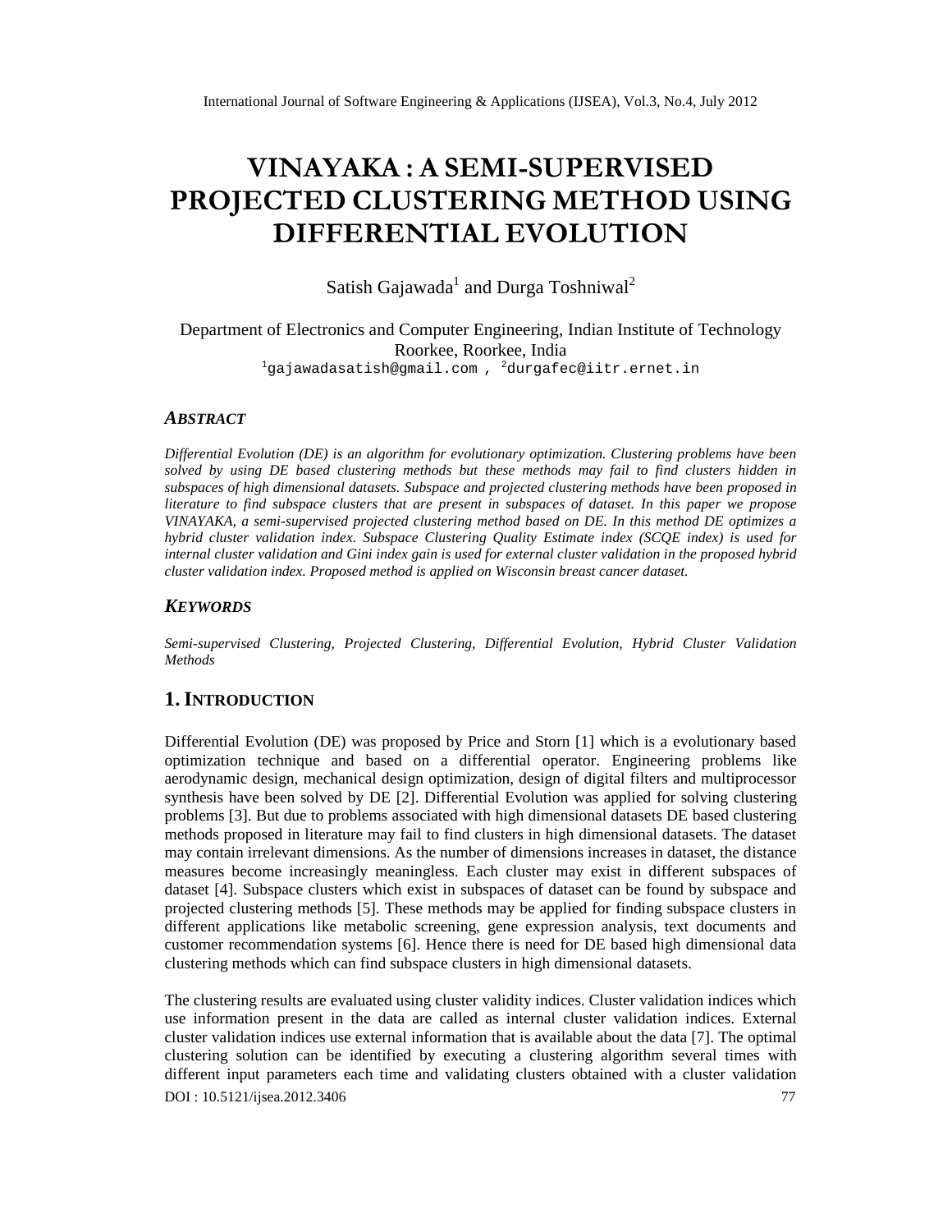# VINAYAKA : A SEMI-SUPERVISED PROJECTED CLUSTERING METHOD USING DIFFERENTIAL EVOLUTION

Satish Gajawada[1] and Durga Toshniwal[2]

Department of Electronics and Computer Engineering, Indian Institute of Technology Roorkee, Roorkee, India
[1]gajawadasatish@gmail.com , [2]durgafec@iitr.ernet.in

## *ABSTRACT*

*Differential Evolution (DE) is an algorithm for evolutionary optimization. Clustering problems have been solved by using DE based clustering methods but these methods may fail to find clusters hidden in subspaces of high dimensional datasets. Subspace and projected clustering methods have been proposed in literature to find subspace clusters that are present in subspaces of dataset. In this paper we propose VINAYAKA, a semi-supervised projected clustering method based on DE. In this method DE optimizes a hybrid cluster validation index. Subspace Clustering Quality Estimate index (SCQE index) is used for internal cluster validation and Gini index gain is used for external cluster validation in the proposed hybrid cluster validation index. Proposed method is applied on Wisconsin breast cancer dataset.*

## *KEYWORDS*

*Semi-supervised Clustering, Projected Clustering, Differential Evolution, Hybrid Cluster Validation Methods*

## 1. INTRODUCTION

Differential Evolution (DE) was proposed by Price and Storn [1] which is a evolutionary based optimization technique and based on a differential operator. Engineering problems like aerodynamic design, mechanical design optimization, design of digital filters and multiprocessor synthesis have been solved by DE [2]. Differential Evolution was applied for solving clustering problems [3]. But due to problems associated with high dimensional datasets DE based clustering methods proposed in literature may fail to find clusters in high dimensional datasets. The dataset may contain irrelevant dimensions. As the number of dimensions increases in dataset, the distance measures become increasingly meaningless. Each cluster may exist in different subspaces of dataset [4]. Subspace clusters which exist in subspaces of dataset can be found by subspace and projected clustering methods [5]. These methods may be applied for finding subspace clusters in different applications like metabolic screening, gene expression analysis, text documents and customer recommendation systems [6]. Hence there is need for DE based high dimensional data clustering methods which can find subspace clusters in high dimensional datasets.

The clustering results are evaluated using cluster validity indices. Cluster validation indices which use information present in the data are called as internal cluster validation indices. External cluster validation indices use external information that is available about the data [7]. The optimal clustering solution can be identified by executing a clustering algorithm several times with different input parameters each time and validating clusters obtained with a cluster validation

DOI : 10.5121/ijsea.2012.3406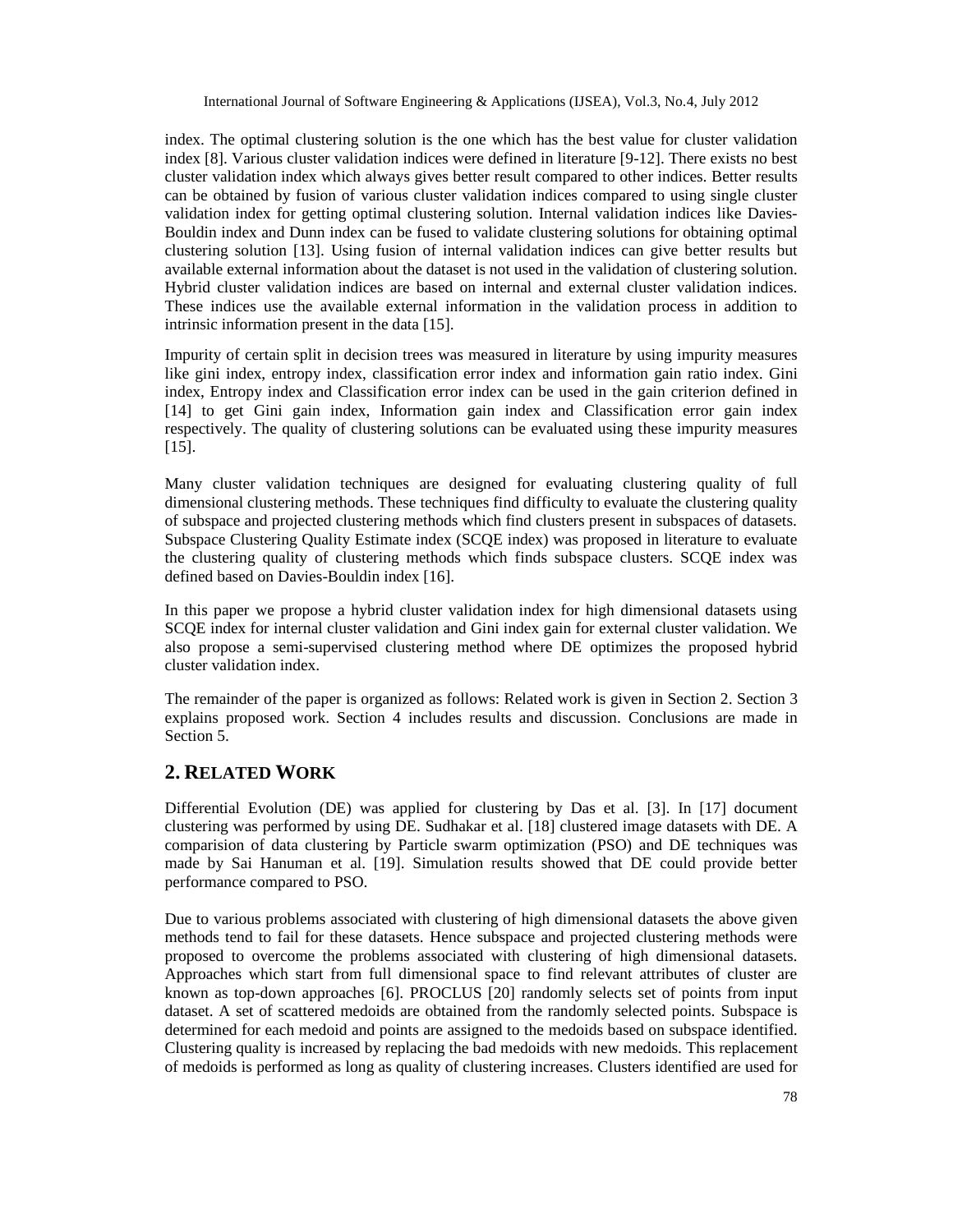index. The optimal clustering solution is the one which has the best value for cluster validation index [8]. Various cluster validation indices were defined in literature [9-12]. There exists no best cluster validation index which always gives better result compared to other indices. Better results can be obtained by fusion of various cluster validation indices compared to using single cluster validation index for getting optimal clustering solution. Internal validation indices like Davies-Bouldin index and Dunn index can be fused to validate clustering solutions for obtaining optimal clustering solution [13]. Using fusion of internal validation indices can give better results but available external information about the dataset is not used in the validation of clustering solution. Hybrid cluster validation indices are based on internal and external cluster validation indices. These indices use the available external information in the validation process in addition to intrinsic information present in the data [15].

Impurity of certain split in decision trees was measured in literature by using impurity measures like gini index, entropy index, classification error index and information gain ratio index. Gini index, Entropy index and Classification error index can be used in the gain criterion defined in [14] to get Gini gain index, Information gain index and Classification error gain index respectively. The quality of clustering solutions can be evaluated using these impurity measures [15].

Many cluster validation techniques are designed for evaluating clustering quality of full dimensional clustering methods. These techniques find difficulty to evaluate the clustering quality of subspace and projected clustering methods which find clusters present in subspaces of datasets. Subspace Clustering Quality Estimate index (SCQE index) was proposed in literature to evaluate the clustering quality of clustering methods which finds subspace clusters. SCQE index was defined based on Davies-Bouldin index [16].

In this paper we propose a hybrid cluster validation index for high dimensional datasets using SCQE index for internal cluster validation and Gini index gain for external cluster validation. We also propose a semi-supervised clustering method where DE optimizes the proposed hybrid cluster validation index.

The remainder of the paper is organized as follows: Related work is given in Section 2. Section 3 explains proposed work. Section 4 includes results and discussion. Conclusions are made in Section 5.

## 2. RELATED WORK

Differential Evolution (DE) was applied for clustering by Das et al. [3]. In [17] document clustering was performed by using DE. Sudhakar et al. [18] clustered image datasets with DE. A comparision of data clustering by Particle swarm optimization (PSO) and DE techniques was made by Sai Hanuman et al. [19]. Simulation results showed that DE could provide better performance compared to PSO.

Due to various problems associated with clustering of high dimensional datasets the above given methods tend to fail for these datasets. Hence subspace and projected clustering methods were proposed to overcome the problems associated with clustering of high dimensional datasets. Approaches which start from full dimensional space to find relevant attributes of cluster are known as top-down approaches [6]. PROCLUS [20] randomly selects set of points from input dataset. A set of scattered medoids are obtained from the randomly selected points. Subspace is determined for each medoid and points are assigned to the medoids based on subspace identified. Clustering quality is increased by replacing the bad medoids with new medoids. This replacement of medoids is performed as long as quality of clustering increases. Clusters identified are used for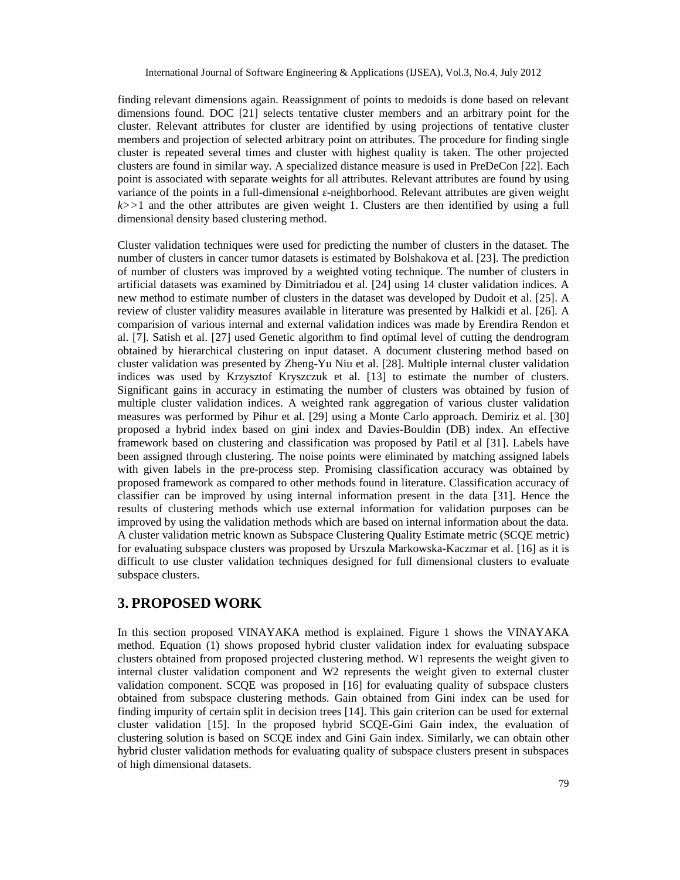finding relevant dimensions again. Reassignment of points to medoids is done based on relevant dimensions found. DOC [21] selects tentative cluster members and an arbitrary point for the cluster. Relevant attributes for cluster are identified by using projections of tentative cluster members and projection of selected arbitrary point on attributes. The procedure for finding single cluster is repeated several times and cluster with highest quality is taken. The other projected clusters are found in similar way. A specialized distance measure is used in PreDeCon [22]. Each point is associated with separate weights for all attributes. Relevant attributes are found by using variance of the points in a full-dimensional $\varepsilon$-neighborhood. Relevant attributes are given weight $k>>1$ and the other attributes are given weight 1. Clusters are then identified by using a full dimensional density based clustering method.

Cluster validation techniques were used for predicting the number of clusters in the dataset. The number of clusters in cancer tumor datasets is estimated by Bolshakova et al. [23]. The prediction of number of clusters was improved by a weighted voting technique. The number of clusters in artificial datasets was examined by Dimitriadou et al. [24] using 14 cluster validation indices. A new method to estimate number of clusters in the dataset was developed by Dudoit et al. [25]. A review of cluster validity measures available in literature was presented by Halkidi et al. [26]. A comparision of various internal and external validation indices was made by Erendira Rendon et al. [7]. Satish et al. [27] used Genetic algorithm to find optimal level of cutting the dendrogram obtained by hierarchical clustering on input dataset. A document clustering method based on cluster validation was presented by Zheng-Yu Niu et al. [28]. Multiple internal cluster validation indices was used by Krzysztof Kryszczuk et al. [13] to estimate the number of clusters. Significant gains in accuracy in estimating the number of clusters was obtained by fusion of multiple cluster validation indices. A weighted rank aggregation of various cluster validation measures was performed by Pihur et al. [29] using a Monte Carlo approach. Demiriz et al. [30] proposed a hybrid index based on gini index and Davies-Bouldin (DB) index. An effective framework based on clustering and classification was proposed by Patil et al [31]. Labels have been assigned through clustering. The noise points were eliminated by matching assigned labels with given labels in the pre-process step. Promising classification accuracy was obtained by proposed framework as compared to other methods found in literature. Classification accuracy of classifier can be improved by using internal information present in the data [31]. Hence the results of clustering methods which use external information for validation purposes can be improved by using the validation methods which are based on internal information about the data. A cluster validation metric known as Subspace Clustering Quality Estimate metric (SCQE metric) for evaluating subspace clusters was proposed by Urszula Markowska-Kaczmar et al. [16] as it is difficult to use cluster validation techniques designed for full dimensional clusters to evaluate subspace clusters.

## 3. PROPOSED WORK

In this section proposed VINAYAKA method is explained. Figure 1 shows the VINAYAKA method. Equation (1) shows proposed hybrid cluster validation index for evaluating subspace clusters obtained from proposed projected clustering method. W1 represents the weight given to internal cluster validation component and W2 represents the weight given to external cluster validation component. SCQE was proposed in [16] for evaluating quality of subspace clusters obtained from subspace clustering methods. Gain obtained from Gini index can be used for finding impurity of certain split in decision trees [14]. This gain criterion can be used for external cluster validation [15]. In the proposed hybrid SCQE-Gini Gain index, the evaluation of clustering solution is based on SCQE index and Gini Gain index. Similarly, we can obtain other hybrid cluster validation methods for evaluating quality of subspace clusters present in subspaces of high dimensional datasets.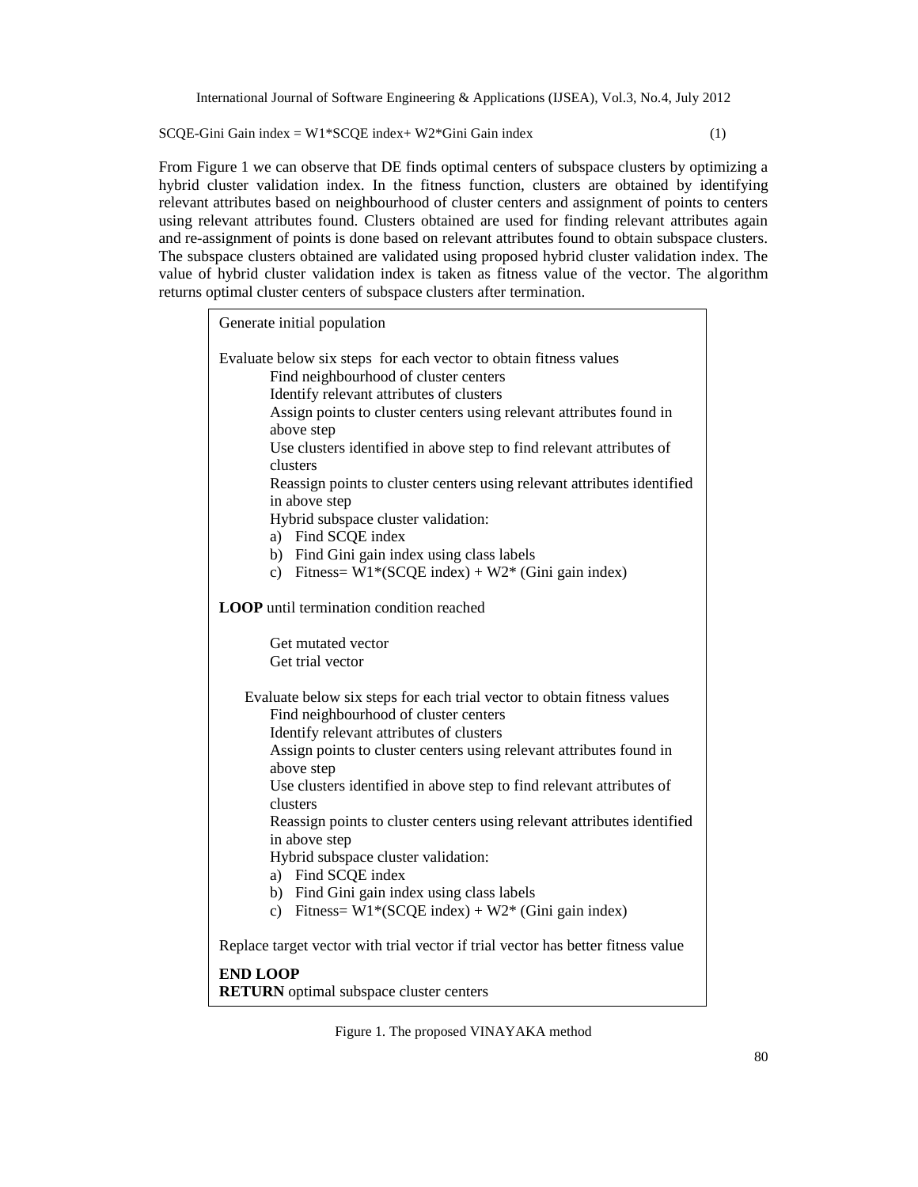SCQE-Gini Gain index = W1*SCQE index+ W2*Gini Gain index (1)

From Figure 1 we can observe that DE finds optimal centers of subspace clusters by optimizing a hybrid cluster validation index. In the fitness function, clusters are obtained by identifying relevant attributes based on neighbourhood of cluster centers and assignment of points to centers using relevant attributes found. Clusters obtained are used for finding relevant attributes again and re-assignment of points is done based on relevant attributes found to obtain subspace clusters. The subspace clusters obtained are validated using proposed hybrid cluster validation index. The value of hybrid cluster validation index is taken as fitness value of the vector. The algorithm returns optimal cluster centers of subspace clusters after termination.

```
Generate initial population

Evaluate below six steps for each vector to obtain fitness values
        Find neighbourhood of cluster centers
        Identify relevant attributes of clusters
        Assign points to cluster centers using relevant attributes found in
        above step
        Use clusters identified in above step to find relevant attributes of
        clusters
        Reassign points to cluster centers using relevant attributes identified
        in above step
        Hybrid subspace cluster validation:
        a)  Find SCQE index
        b)  Find Gini gain index using class labels
        c)  Fitness= W1*(SCQE index) + W2* (Gini gain index)

LOOP until termination condition reached

        Get mutated vector
        Get trial vector

    Evaluate below six steps for each trial vector to obtain fitness values
        Find neighbourhood of cluster centers
        Identify relevant attributes of clusters
        Assign points to cluster centers using relevant attributes found in
        above step
        Use clusters identified in above step to find relevant attributes of
        clusters
        Reassign points to cluster centers using relevant attributes identified
        in above step
        Hybrid subspace cluster validation:
        a)  Find SCQE index
        b)  Find Gini gain index using class labels
        c)  Fitness= W1*(SCQE index) + W2* (Gini gain index)

Replace target vector with trial vector if trial vector has better fitness value

END LOOP
RETURN optimal subspace cluster centers
```

Figure 1. The proposed VINAYAKA method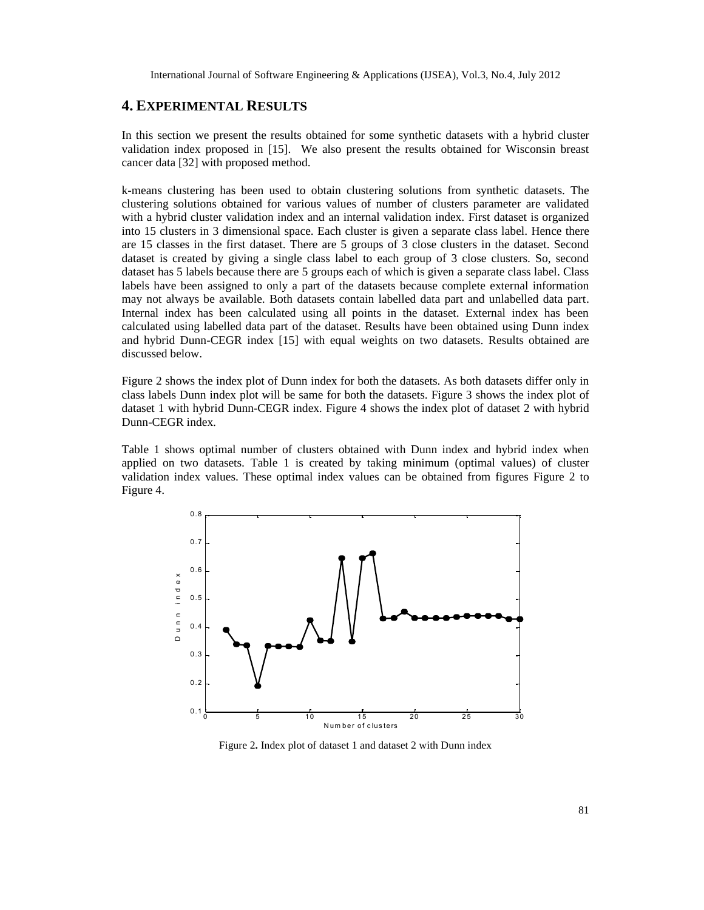## 4. EXPERIMENTAL RESULTS

In this section we present the results obtained for some synthetic datasets with a hybrid cluster validation index proposed in [15]. We also present the results obtained for Wisconsin breast cancer data [32] with proposed method.

k-means clustering has been used to obtain clustering solutions from synthetic datasets. The clustering solutions obtained for various values of number of clusters parameter are validated with a hybrid cluster validation index and an internal validation index. First dataset is organized into 15 clusters in 3 dimensional space. Each cluster is given a separate class label. Hence there are 15 classes in the first dataset. There are 5 groups of 3 close clusters in the dataset. Second dataset is created by giving a single class label to each group of 3 close clusters. So, second dataset has 5 labels because there are 5 groups each of which is given a separate class label. Class labels have been assigned to only a part of the datasets because complete external information may not always be available. Both datasets contain labelled data part and unlabelled data part. Internal index has been calculated using all points in the dataset. External index has been calculated using labelled data part of the dataset. Results have been obtained using Dunn index and hybrid Dunn-CEGR index [15] with equal weights on two datasets. Results obtained are discussed below.

Figure 2 shows the index plot of Dunn index for both the datasets. As both datasets differ only in class labels Dunn index plot will be same for both the datasets. Figure 3 shows the index plot of dataset 1 with hybrid Dunn-CEGR index. Figure 4 shows the index plot of dataset 2 with hybrid Dunn-CEGR index.

Table 1 shows optimal number of clusters obtained with Dunn index and hybrid index when applied on two datasets. Table 1 is created by taking minimum (optimal values) of cluster validation index values. These optimal index values can be obtained from figures Figure 2 to Figure 4.

Figure 2. Index plot of dataset 1 and dataset 2 with Dunn index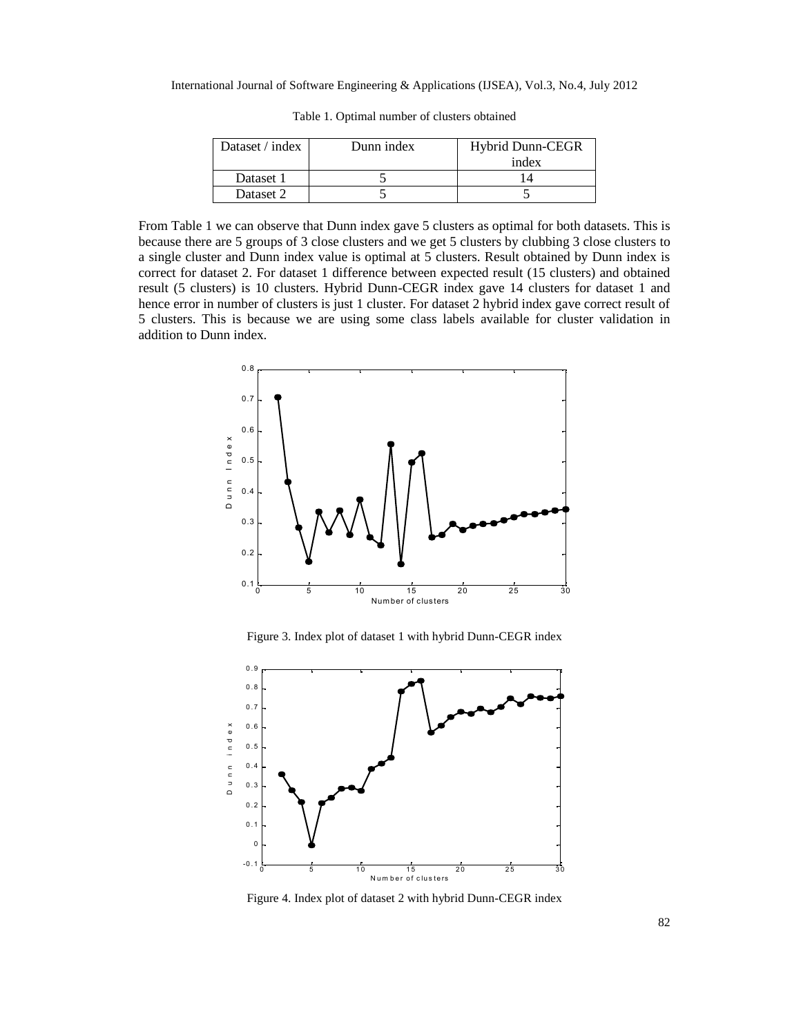Table 1. Optimal number of clusters obtained

| Dataset / index | Dunn index | Hybrid Dunn-CEGR index |
| --- | --- | --- |
| Dataset 1 | 5 | 14 |
| Dataset 2 | 5 | 5 |

From Table 1 we can observe that Dunn index gave 5 clusters as optimal for both datasets. This is because there are 5 groups of 3 close clusters and we get 5 clusters by clubbing 3 close clusters to a single cluster and Dunn index value is optimal at 5 clusters. Result obtained by Dunn index is correct for dataset 2. For dataset 1 difference between expected result (15 clusters) and obtained result (5 clusters) is 10 clusters. Hybrid Dunn-CEGR index gave 14 clusters for dataset 1 and hence error in number of clusters is just 1 cluster. For dataset 2 hybrid index gave correct result of 5 clusters. This is because we are using some class labels available for cluster validation in addition to Dunn index.

Figure 3. Index plot of dataset 1 with hybrid Dunn-CEGR index

Figure 4. Index plot of dataset 2 with hybrid Dunn-CEGR index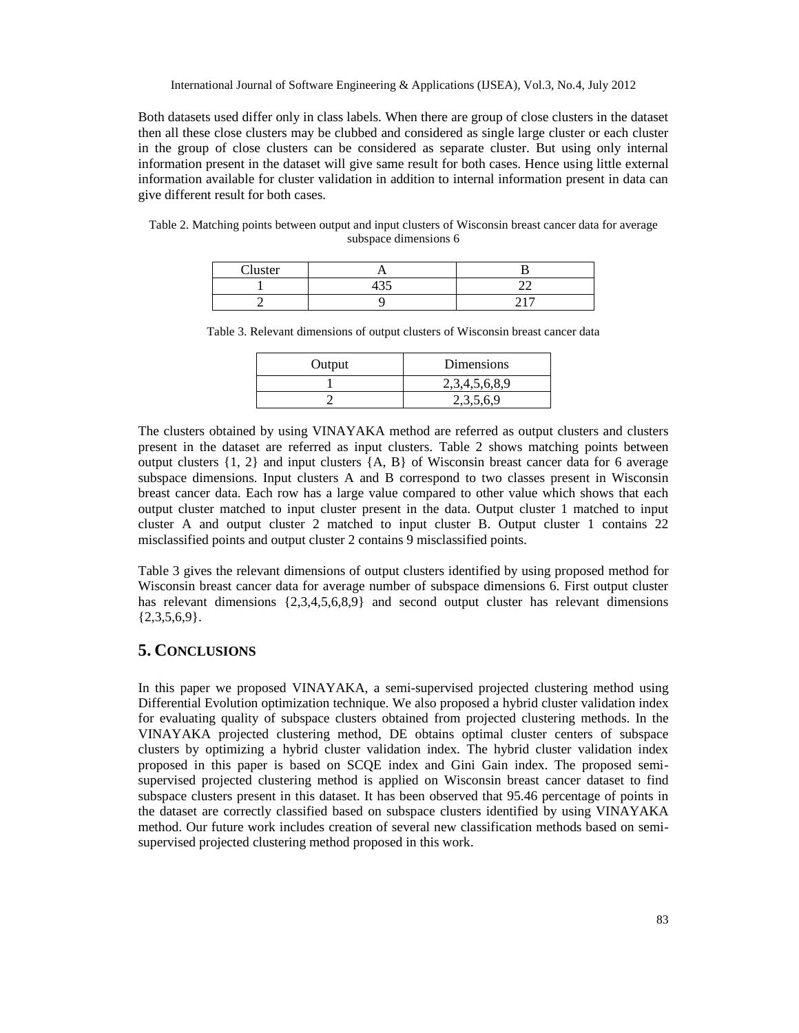Both datasets used differ only in class labels. When there are group of close clusters in the dataset then all these close clusters may be clubbed and considered as single large cluster or each cluster in the group of close clusters can be considered as separate cluster. But using only internal information present in the dataset will give same result for both cases. Hence using little external information available for cluster validation in addition to internal information present in data can give different result for both cases.

Table 2. Matching points between output and input clusters of Wisconsin breast cancer data for average subspace dimensions 6

| Cluster | A | B |
|---|---|---|
| 1 | 435 | 22 |
| 2 | 9 | 217 |

Table 3. Relevant dimensions of output clusters of Wisconsin breast cancer data

| Output | Dimensions |
|---|---|
| 1 | 2,3,4,5,6,8,9 |
| 2 | 2,3,5,6,9 |

The clusters obtained by using VINAYAKA method are referred as output clusters and clusters present in the dataset are referred as input clusters. Table 2 shows matching points between output clusters {1, 2} and input clusters {A, B} of Wisconsin breast cancer data for 6 average subspace dimensions. Input clusters A and B correspond to two classes present in Wisconsin breast cancer data. Each row has a large value compared to other value which shows that each output cluster matched to input cluster present in the data. Output cluster 1 matched to input cluster A and output cluster 2 matched to input cluster B. Output cluster 1 contains 22 misclassified points and output cluster 2 contains 9 misclassified points.

Table 3 gives the relevant dimensions of output clusters identified by using proposed method for Wisconsin breast cancer data for average number of subspace dimensions 6. First output cluster has relevant dimensions {2,3,4,5,6,8,9} and second output cluster has relevant dimensions {2,3,5,6,9}.

## 5. Conclusions

In this paper we proposed VINAYAKA, a semi-supervised projected clustering method using Differential Evolution optimization technique. We also proposed a hybrid cluster validation index for evaluating quality of subspace clusters obtained from projected clustering methods. In the VINAYAKA projected clustering method, DE obtains optimal cluster centers of subspace clusters by optimizing a hybrid cluster validation index. The hybrid cluster validation index proposed in this paper is based on SCQE index and Gini Gain index. The proposed semi-supervised projected clustering method is applied on Wisconsin breast cancer dataset to find subspace clusters present in this dataset. It has been observed that 95.46 percentage of points in the dataset are correctly classified based on subspace clusters identified by using VINAYAKA method. Our future work includes creation of several new classification methods based on semi-supervised projected clustering method proposed in this work.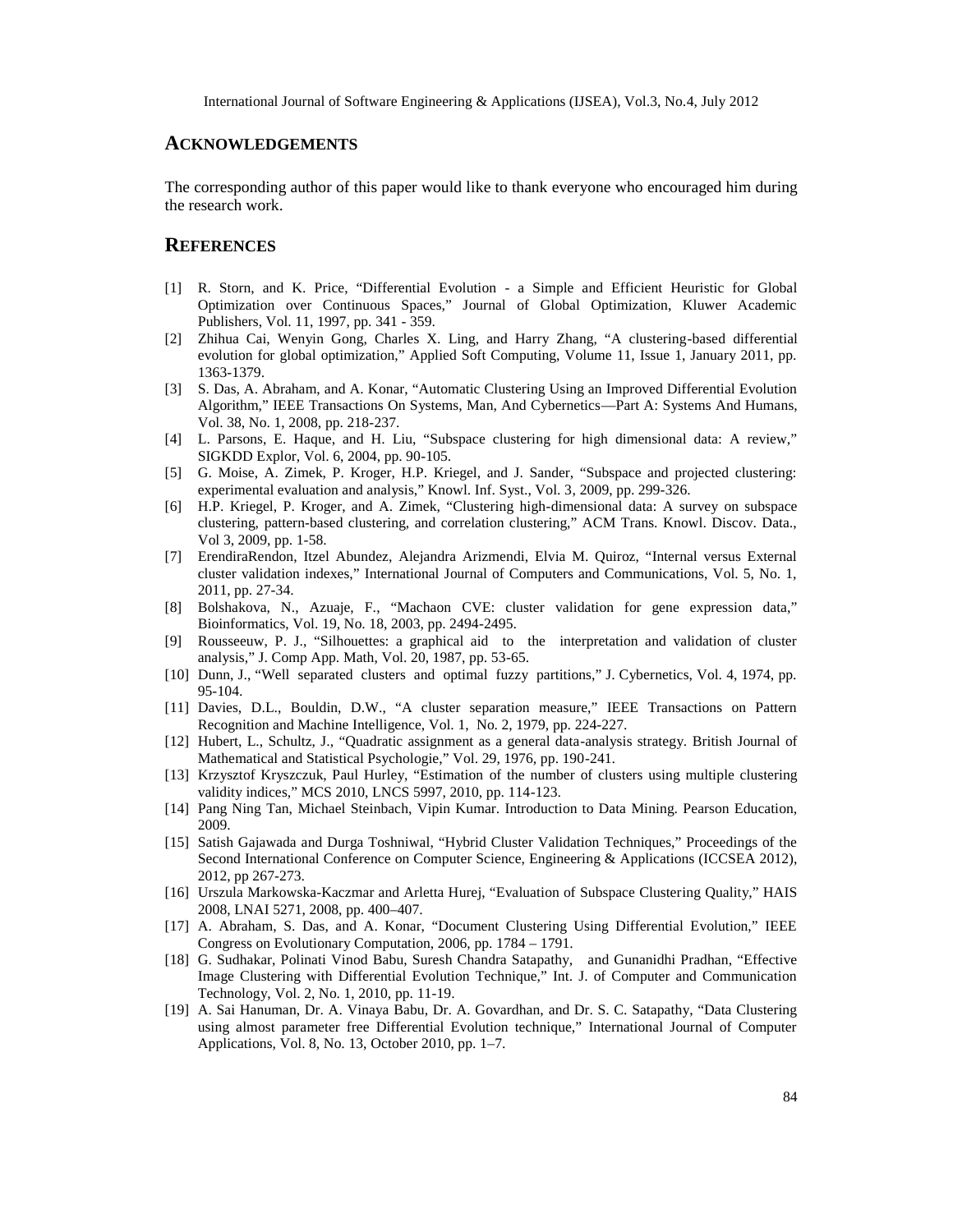## ACKNOWLEDGEMENTS

The corresponding author of this paper would like to thank everyone who encouraged him during the research work.

## REFERENCES

[1] R. Storn, and K. Price, "Differential Evolution - a Simple and Efficient Heuristic for Global Optimization over Continuous Spaces," Journal of Global Optimization, Kluwer Academic Publishers, Vol. 11, 1997, pp. 341 - 359.

[2] Zhihua Cai, Wenyin Gong, Charles X. Ling, and Harry Zhang, "A clustering-based differential evolution for global optimization," Applied Soft Computing, Volume 11, Issue 1, January 2011, pp. 1363-1379.

[3] S. Das, A. Abraham, and A. Konar, "Automatic Clustering Using an Improved Differential Evolution Algorithm," IEEE Transactions On Systems, Man, And Cybernetics—Part A: Systems And Humans, Vol. 38, No. 1, 2008, pp. 218-237.

[4] L. Parsons, E. Haque, and H. Liu, "Subspace clustering for high dimensional data: A review," SIGKDD Explor, Vol. 6, 2004, pp. 90-105.

[5] G. Moise, A. Zimek, P. Kroger, H.P. Kriegel, and J. Sander, "Subspace and projected clustering: experimental evaluation and analysis," Knowl. Inf. Syst., Vol. 3, 2009, pp. 299-326.

[6] H.P. Kriegel, P. Kroger, and A. Zimek, "Clustering high-dimensional data: A survey on subspace clustering, pattern-based clustering, and correlation clustering," ACM Trans. Knowl. Discov. Data., Vol 3, 2009, pp. 1-58.

[7] ErendiraRendon, Itzel Abundez, Alejandra Arizmendi, Elvia M. Quiroz, "Internal versus External cluster validation indexes," International Journal of Computers and Communications, Vol. 5, No. 1, 2011, pp. 27-34.

[8] Bolshakova, N., Azuaje, F., "Machaon CVE: cluster validation for gene expression data," Bioinformatics, Vol. 19, No. 18, 2003, pp. 2494-2495.

[9] Rousseeuw, P. J., "Silhouettes: a graphical aid to the interpretation and validation of cluster analysis," J. Comp App. Math, Vol. 20, 1987, pp. 53-65.

[10] Dunn, J., "Well separated clusters and optimal fuzzy partitions," J. Cybernetics, Vol. 4, 1974, pp. 95-104.

[11] Davies, D.L., Bouldin, D.W., "A cluster separation measure," IEEE Transactions on Pattern Recognition and Machine Intelligence, Vol. 1, No. 2, 1979, pp. 224-227.

[12] Hubert, L., Schultz, J., "Quadratic assignment as a general data-analysis strategy. British Journal of Mathematical and Statistical Psychologie," Vol. 29, 1976, pp. 190-241.

[13] Krzysztof Kryszczuk, Paul Hurley, "Estimation of the number of clusters using multiple clustering validity indices," MCS 2010, LNCS 5997, 2010, pp. 114-123.

[14] Pang Ning Tan, Michael Steinbach, Vipin Kumar. Introduction to Data Mining. Pearson Education, 2009.

[15] Satish Gajawada and Durga Toshniwal, "Hybrid Cluster Validation Techniques," Proceedings of the Second International Conference on Computer Science, Engineering & Applications (ICCSEA 2012), 2012, pp 267-273.

[16] Urszula Markowska-Kaczmar and Arletta Hurej, "Evaluation of Subspace Clustering Quality," HAIS 2008, LNAI 5271, 2008, pp. 400–407.

[17] A. Abraham, S. Das, and A. Konar, "Document Clustering Using Differential Evolution," IEEE Congress on Evolutionary Computation, 2006, pp. 1784 – 1791.

[18] G. Sudhakar, Polinati Vinod Babu, Suresh Chandra Satapathy, and Gunanidhi Pradhan, "Effective Image Clustering with Differential Evolution Technique," Int. J. of Computer and Communication Technology, Vol. 2, No. 1, 2010, pp. 11-19.

[19] A. Sai Hanuman, Dr. A. Vinaya Babu, Dr. A. Govardhan, and Dr. S. C. Satapathy, "Data Clustering using almost parameter free Differential Evolution technique," International Journal of Computer Applications, Vol. 8, No. 13, October 2010, pp. 1–7.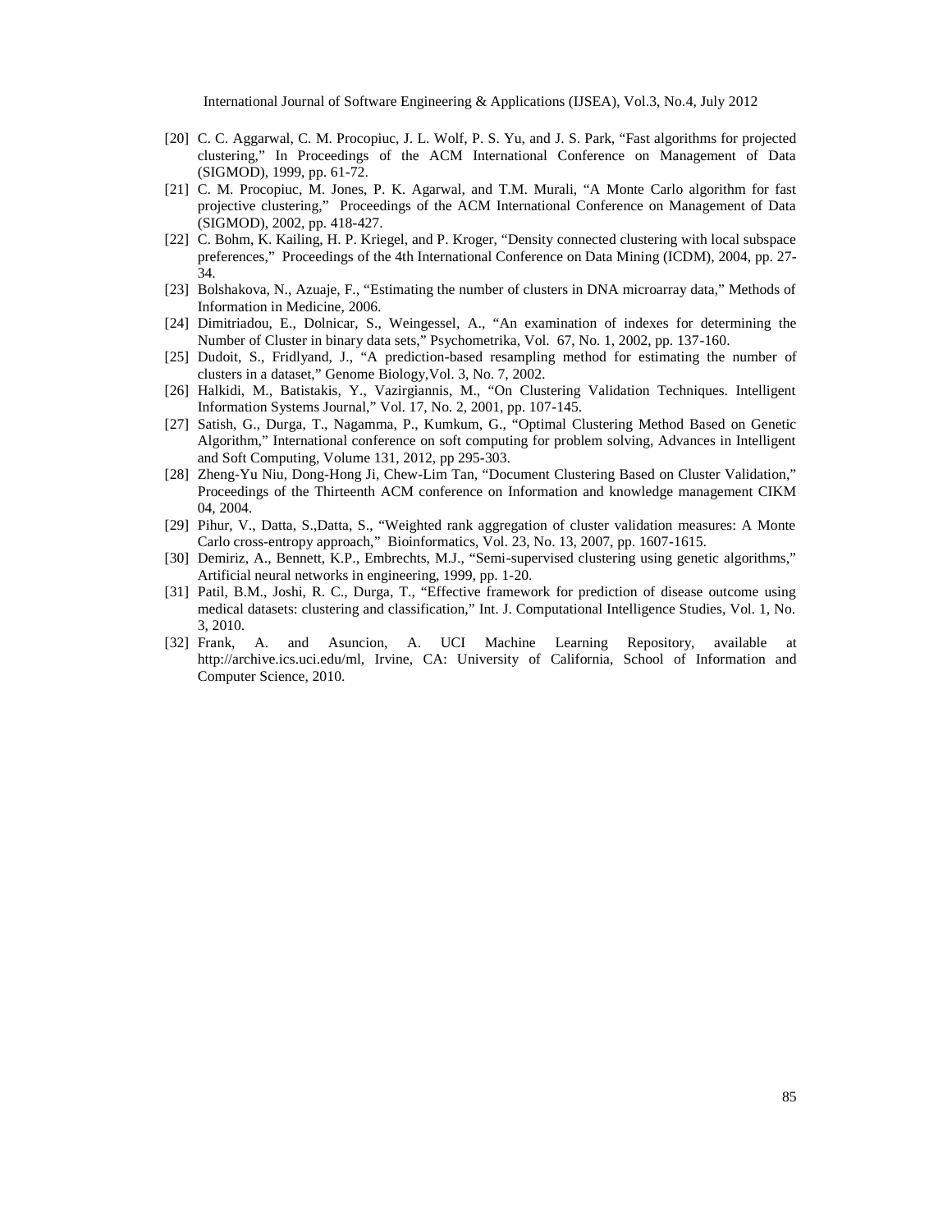[20] C. C. Aggarwal, C. M. Procopiuc, J. L. Wolf, P. S. Yu, and J. S. Park, "Fast algorithms for projected clustering," In Proceedings of the ACM International Conference on Management of Data (SIGMOD), 1999, pp. 61-72.

[21] C. M. Procopiuc, M. Jones, P. K. Agarwal, and T.M. Murali, "A Monte Carlo algorithm for fast projective clustering," Proceedings of the ACM International Conference on Management of Data (SIGMOD), 2002, pp. 418-427.

[22] C. Bohm, K. Kailing, H. P. Kriegel, and P. Kroger, "Density connected clustering with local subspace preferences," Proceedings of the 4th International Conference on Data Mining (ICDM), 2004, pp. 27-34.

[23] Bolshakova, N., Azuaje, F., "Estimating the number of clusters in DNA microarray data," Methods of Information in Medicine, 2006.

[24] Dimitriadou, E., Dolnicar, S., Weingessel, A., "An examination of indexes for determining the Number of Cluster in binary data sets," Psychometrika, Vol. 67, No. 1, 2002, pp. 137-160.

[25] Dudoit, S., Fridlyand, J., "A prediction-based resampling method for estimating the number of clusters in a dataset," Genome Biology,Vol. 3, No. 7, 2002.

[26] Halkidi, M., Batistakis, Y., Vazirgiannis, M., "On Clustering Validation Techniques. Intelligent Information Systems Journal," Vol. 17, No. 2, 2001, pp. 107-145.

[27] Satish, G., Durga, T., Nagamma, P., Kumkum, G., "Optimal Clustering Method Based on Genetic Algorithm," International conference on soft computing for problem solving, Advances in Intelligent and Soft Computing, Volume 131, 2012, pp 295-303.

[28] Zheng-Yu Niu, Dong-Hong Ji, Chew-Lim Tan, "Document Clustering Based on Cluster Validation," Proceedings of the Thirteenth ACM conference on Information and knowledge management CIKM 04, 2004.

[29] Pihur, V., Datta, S.,Datta, S., "Weighted rank aggregation of cluster validation measures: A Monte Carlo cross-entropy approach," Bioinformatics, Vol. 23, No. 13, 2007, pp. 1607-1615.

[30] Demiriz, A., Bennett, K.P., Embrechts, M.J., "Semi-supervised clustering using genetic algorithms," Artificial neural networks in engineering, 1999, pp. 1-20.

[31] Patil, B.M., Joshi, R. C., Durga, T., "Effective framework for prediction of disease outcome using medical datasets: clustering and classification," Int. J. Computational Intelligence Studies, Vol. 1, No. 3, 2010.

[32] Frank, A. and Asuncion, A. UCI Machine Learning Repository, available at http://archive.ics.uci.edu/ml, Irvine, CA: University of California, School of Information and Computer Science, 2010.